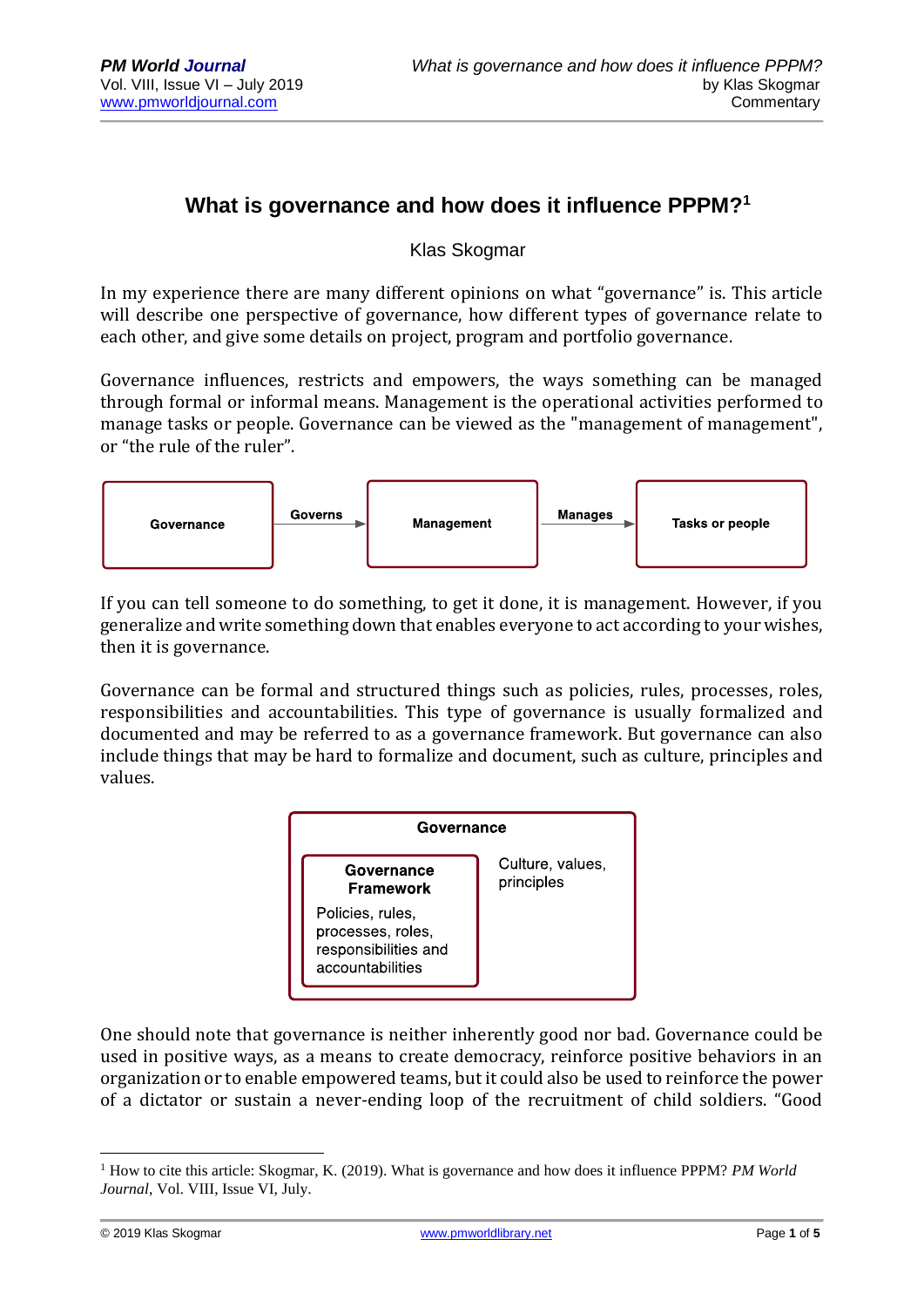# What is governance and how does it influence PPPM?[1]

Klas Skogmar

In my experience there are many different opinions on what "governance" is. This article will describe one perspective of governance, how different types of governance relate to each other, and give some details on project, program and portfolio governance.

Governance influences, restricts and empowers, the ways something can be managed through formal or informal means. Management is the operational activities performed to manage tasks or people. Governance can be viewed as the "management of management", or "the rule of the ruler".

Governance → Governs → Management → Manages → Tasks or people

If you can tell someone to do something, to get it done, it is management. However, if you generalize and write something down that enables everyone to act according to your wishes, then it is governance.

Governance can be formal and structured things such as policies, rules, processes, roles, responsibilities and accountabilities. This type of governance is usually formalized and documented and may be referred to as a governance framework. But governance can also include things that may be hard to formalize and document, such as culture, principles and values.

**Governance**

- **Governance Framework**: Policies, rules, processes, roles, responsibilities and accountabilities
- Culture, values, principles

One should note that governance is neither inherently good nor bad. Governance could be used in positive ways, as a means to create democracy, reinforce positive behaviors in an organization or to enable empowered teams, but it could also be used to reinforce the power of a dictator or sustain a never-ending loop of the recruitment of child soldiers. "Good

---

[1] How to cite this article: Skogmar, K. (2019). What is governance and how does it influence PPPM? *PM World Journal*, Vol. VIII, Issue VI, July.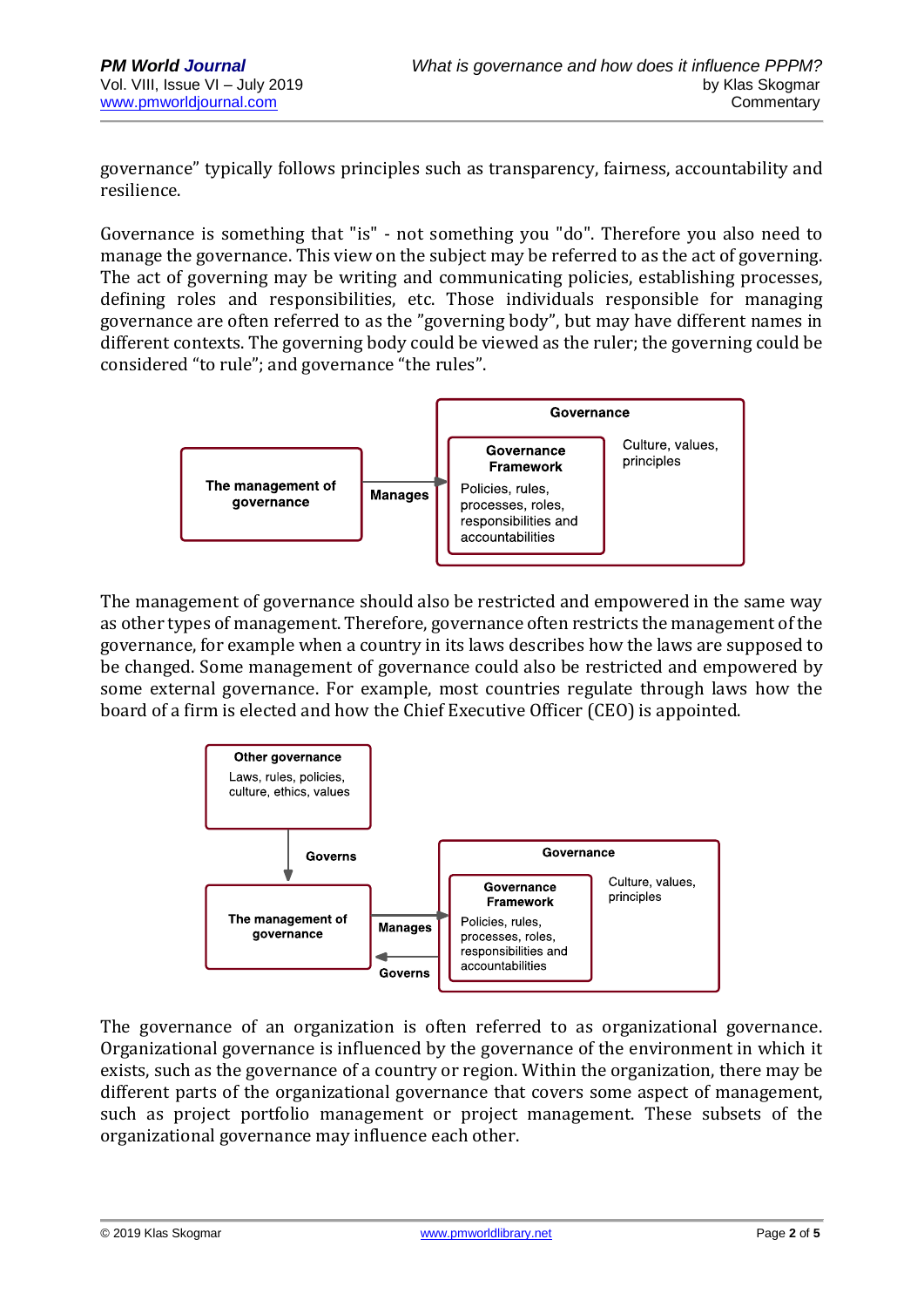governance" typically follows principles such as transparency, fairness, accountability and resilience.

Governance is something that "is" - not something you "do". Therefore you also need to manage the governance. This view on the subject may be referred to as the act of governing. The act of governing may be writing and communicating policies, establishing processes, defining roles and responsibilities, etc. Those individuals responsible for managing governance are often referred to as the "governing body", but may have different names in different contexts. The governing body could be viewed as the ruler; the governing could be considered "to rule"; and governance "the rules".

The management of governance — Manages → Governance [Governance Framework: Policies, rules, processes, roles, responsibilities and accountabilities; Culture, values, principles]

The management of governance should also be restricted and empowered in the same way as other types of management. Therefore, governance often restricts the management of the governance, for example when a country in its laws describes how the laws are supposed to be changed. Some management of governance could also be restricted and empowered by some external governance. For example, most countries regulate through laws how the board of a firm is elected and how the Chief Executive Officer (CEO) is appointed.

Other governance (Laws, rules, policies, culture, ethics, values) — Governs → The management of governance — Manages → Governance [Governance Framework: Policies, rules, processes, roles, responsibilities and accountabilities; Culture, values, principles] — Governs → The management of governance

The governance of an organization is often referred to as organizational governance. Organizational governance is influenced by the governance of the environment in which it exists, such as the governance of a country or region. Within the organization, there may be different parts of the organizational governance that covers some aspect of management, such as project portfolio management or project management. These subsets of the organizational governance may influence each other.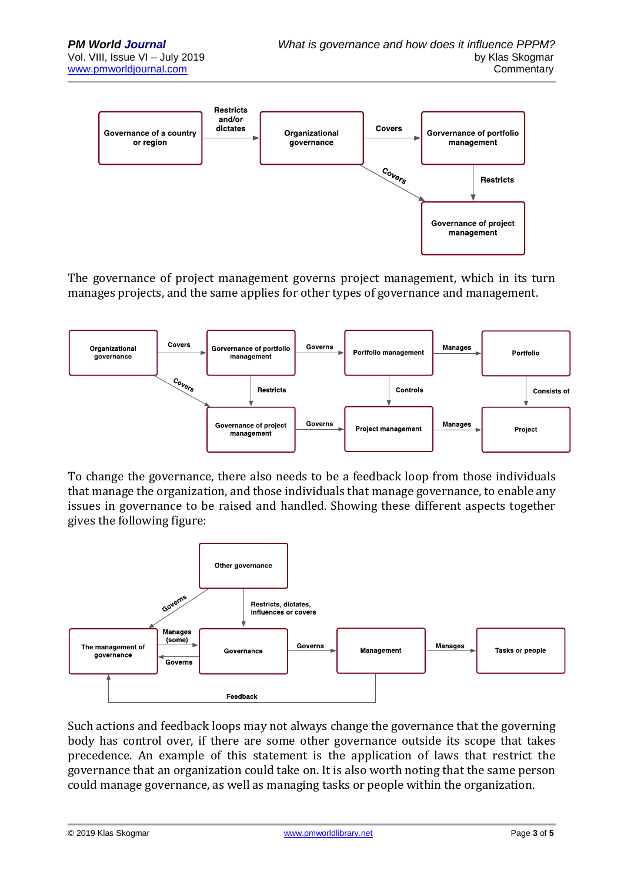The governance of project management governs project management, which in its turn manages projects, and the same applies for other types of governance and management.

To change the governance, there also needs to be a feedback loop from those individuals that manage the organization, and those individuals that manage governance, to enable any issues in governance to be raised and handled. Showing these different aspects together gives the following figure:

Such actions and feedback loops may not always change the governance that the governing body has control over, if there are some other governance outside its scope that takes precedence. An example of this statement is the application of laws that restrict the governance that an organization could take on. It is also worth noting that the same person could manage governance, as well as managing tasks or people within the organization.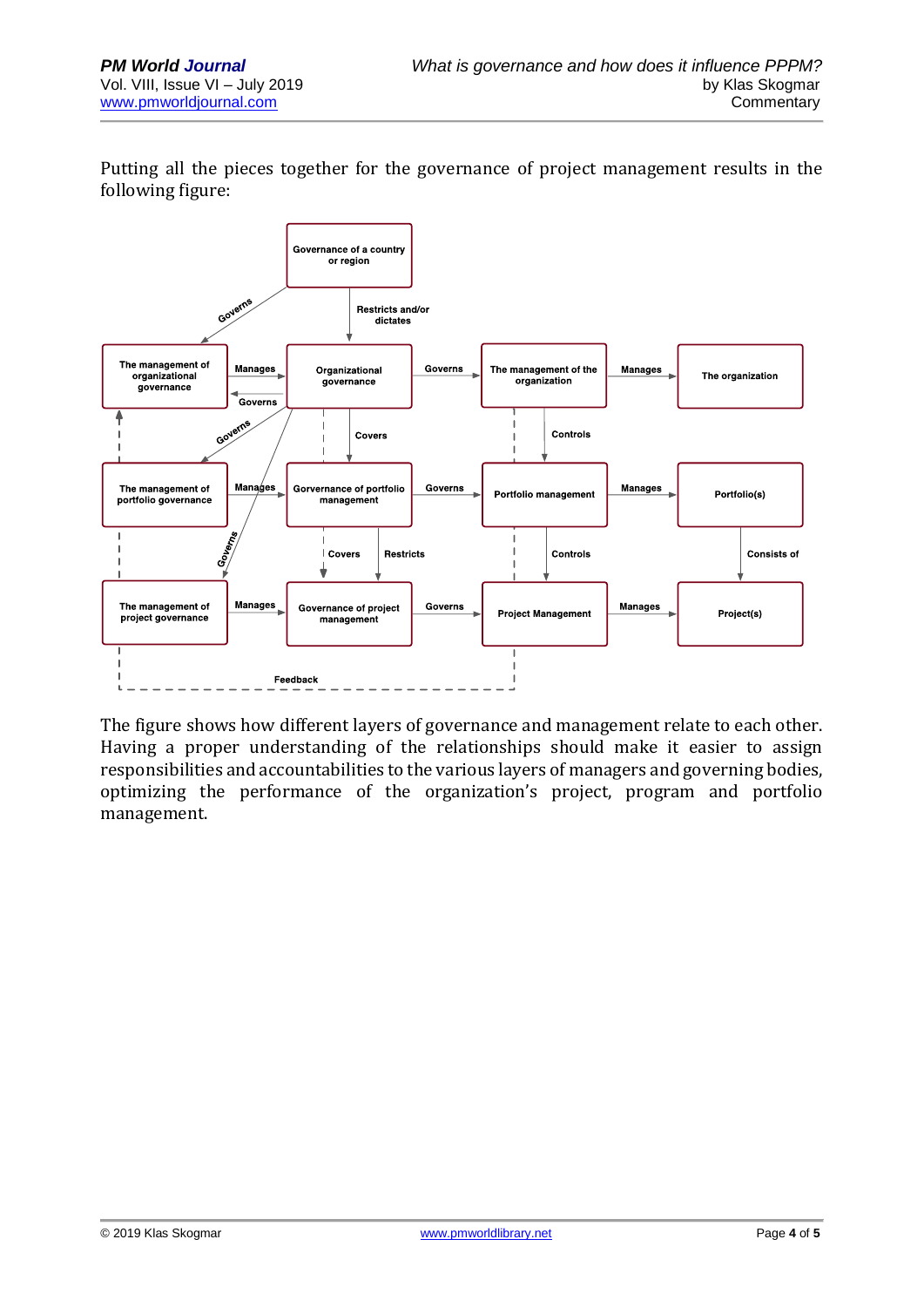Putting all the pieces together for the governance of project management results in the following figure:

The figure shows how different layers of governance and management relate to each other. Having a proper understanding of the relationships should make it easier to assign responsibilities and accountabilities to the various layers of managers and governing bodies, optimizing the performance of the organization's project, program and portfolio management.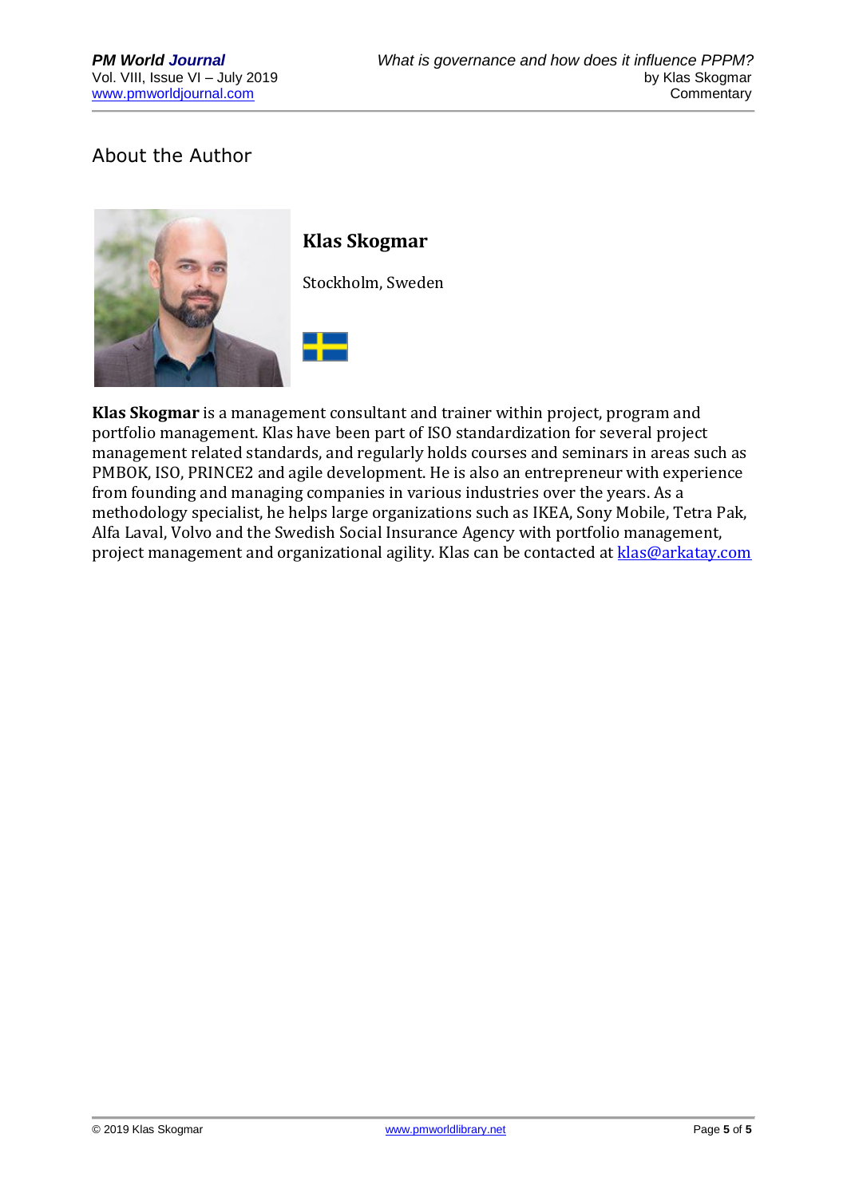## About the Author

### Klas Skogmar

Stockholm, Sweden

**Klas Skogmar** is a management consultant and trainer within project, program and portfolio management. Klas have been part of ISO standardization for several project management related standards, and regularly holds courses and seminars in areas such as PMBOK, ISO, PRINCE2 and agile development. He is also an entrepreneur with experience from founding and managing companies in various industries over the years. As a methodology specialist, he helps large organizations such as IKEA, Sony Mobile, Tetra Pak, Alfa Laval, Volvo and the Swedish Social Insurance Agency with portfolio management, project management and organizational agility. Klas can be contacted at klas@arkatay.com